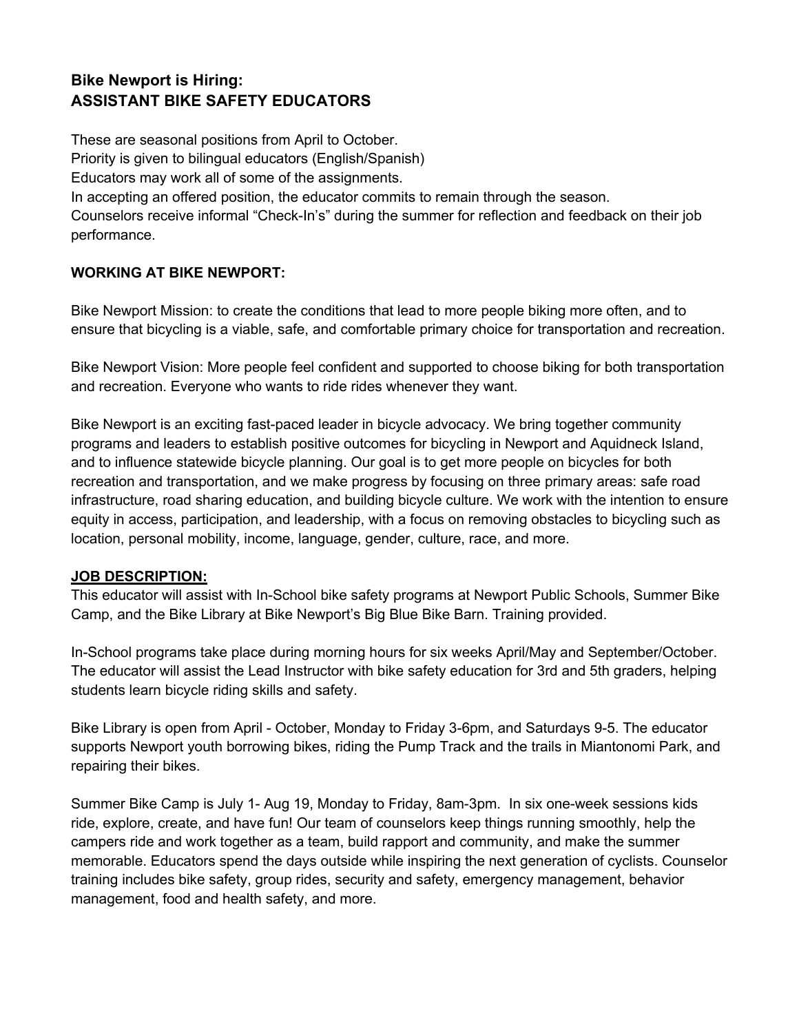## Bike Newport is Hiring:
## ASSISTANT BIKE SAFETY EDUCATORS

These are seasonal positions from April to October.
Priority is given to bilingual educators (English/Spanish)
Educators may work all of some of the assignments.
In accepting an offered position, the educator commits to remain through the season.
Counselors receive informal "Check-In's" during the summer for reflection and feedback on their job performance.

**WORKING AT BIKE NEWPORT:**

Bike Newport Mission: to create the conditions that lead to more people biking more often, and to ensure that bicycling is a viable, safe, and comfortable primary choice for transportation and recreation.

Bike Newport Vision: More people feel confident and supported to choose biking for both transportation and recreation. Everyone who wants to ride rides whenever they want.

Bike Newport is an exciting fast-paced leader in bicycle advocacy. We bring together community programs and leaders to establish positive outcomes for bicycling in Newport and Aquidneck Island, and to influence statewide bicycle planning. Our goal is to get more people on bicycles for both recreation and transportation, and we make progress by focusing on three primary areas: safe road infrastructure, road sharing education, and building bicycle culture. We work with the intention to ensure equity in access, participation, and leadership, with a focus on removing obstacles to bicycling such as location, personal mobility, income, language, gender, culture, race, and more.

**JOB DESCRIPTION:**

This educator will assist with In-School bike safety programs at Newport Public Schools, Summer Bike Camp, and the Bike Library at Bike Newport's Big Blue Bike Barn. Training provided.

In-School programs take place during morning hours for six weeks April/May and September/October. The educator will assist the Lead Instructor with bike safety education for 3rd and 5th graders, helping students learn bicycle riding skills and safety.

Bike Library is open from April - October, Monday to Friday 3-6pm, and Saturdays 9-5. The educator supports Newport youth borrowing bikes, riding the Pump Track and the trails in Miantonomi Park, and repairing their bikes.

Summer Bike Camp is July 1- Aug 19, Monday to Friday, 8am-3pm. In six one-week sessions kids ride, explore, create, and have fun! Our team of counselors keep things running smoothly, help the campers ride and work together as a team, build rapport and community, and make the summer memorable. Educators spend the days outside while inspiring the next generation of cyclists. Counselor training includes bike safety, group rides, security and safety, emergency management, behavior management, food and health safety, and more.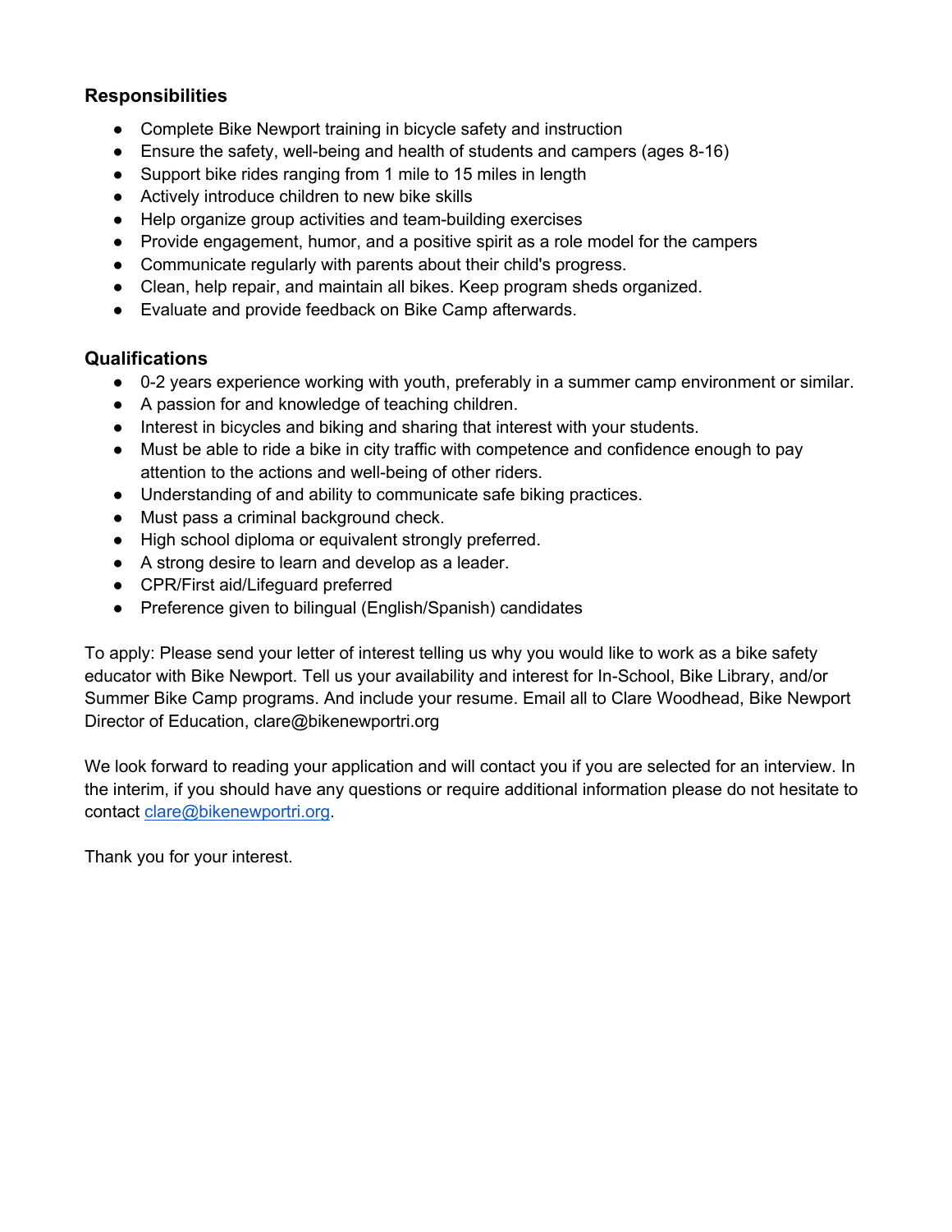### Responsibilities

- Complete Bike Newport training in bicycle safety and instruction
- Ensure the safety, well-being and health of students and campers (ages 8-16)
- Support bike rides ranging from 1 mile to 15 miles in length
- Actively introduce children to new bike skills
- Help organize group activities and team-building exercises
- Provide engagement, humor, and a positive spirit as a role model for the campers
- Communicate regularly with parents about their child's progress.
- Clean, help repair, and maintain all bikes. Keep program sheds organized.
- Evaluate and provide feedback on Bike Camp afterwards.

### Qualifications

- 0-2 years experience working with youth, preferably in a summer camp environment or similar.
- A passion for and knowledge of teaching children.
- Interest in bicycles and biking and sharing that interest with your students.
- Must be able to ride a bike in city traffic with competence and confidence enough to pay attention to the actions and well-being of other riders.
- Understanding of and ability to communicate safe biking practices.
- Must pass a criminal background check.
- High school diploma or equivalent strongly preferred.
- A strong desire to learn and develop as a leader.
- CPR/First aid/Lifeguard preferred
- Preference given to bilingual (English/Spanish) candidates

To apply: Please send your letter of interest telling us why you would like to work as a bike safety educator with Bike Newport. Tell us your availability and interest for In-School, Bike Library, and/or Summer Bike Camp programs. And include your resume. Email all to Clare Woodhead, Bike Newport Director of Education, clare@bikenewportri.org

We look forward to reading your application and will contact you if you are selected for an interview. In the interim, if you should have any questions or require additional information please do not hesitate to contact clare@bikenewportri.org.

Thank you for your interest.